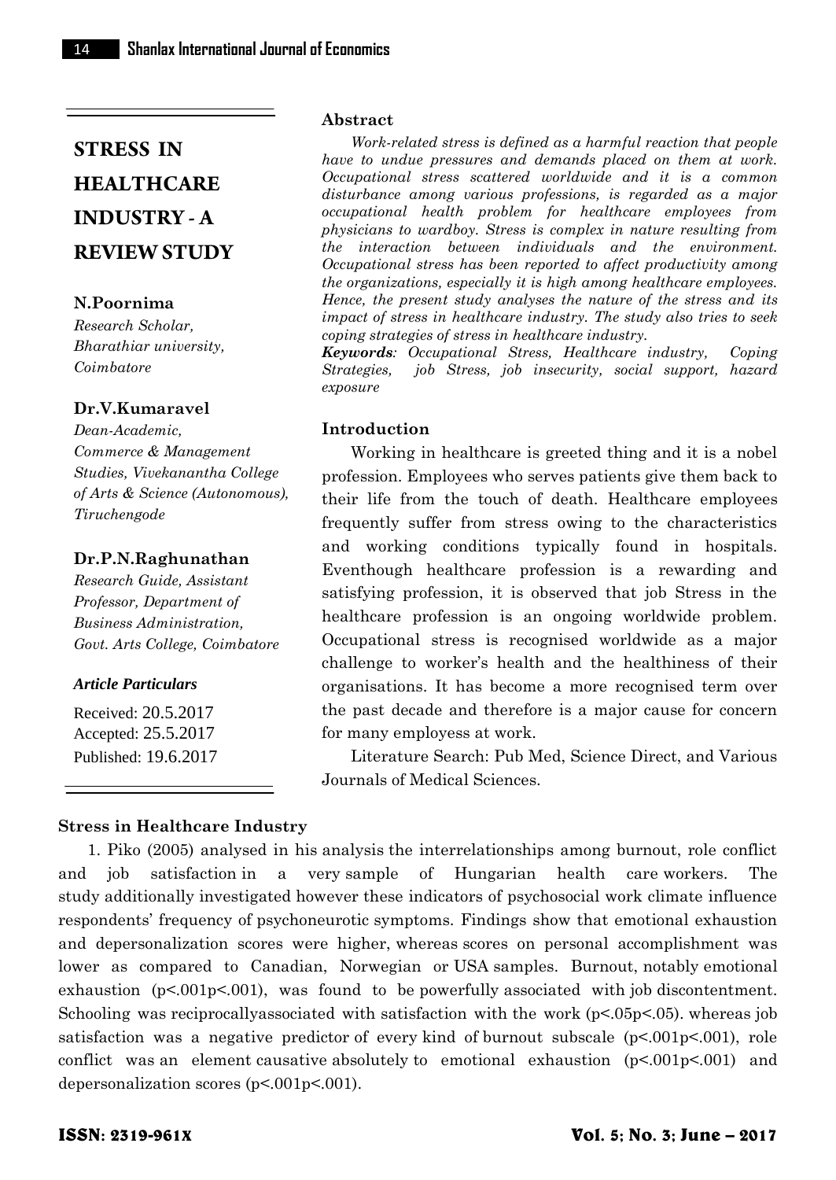# STRESS IN HEALTHCARE INDUSTRY - A REVIEW STUDY

**N.Poornima**

*Research Scholar, Bharathiar university, Coimbatore*

**Dr.V.Kumaravel**

*Dean-Academic, Commerce & Management Studies, Vivekanantha College of Arts & Science (Autonomous), Tiruchengode*

**Dr.P.N.Raghunathan**

*Research Guide, Assistant Professor, Department of Business Administration, Govt. Arts College, Coimbatore*

***Article Particulars***

Received: 20.5.2017
Accepted: 25.5.2017
Published: 19.6.2017

**Abstract**

*Work-related stress is defined as a harmful reaction that people have to undue pressures and demands placed on them at work. Occupational stress scattered worldwide and it is a common disturbance among various professions, is regarded as a major occupational health problem for healthcare employees from physicians to wardboy. Stress is complex in nature resulting from the interaction between individuals and the environment. Occupational stress has been reported to affect productivity among the organizations, especially it is high among healthcare employees. Hence, the present study analyses the nature of the stress and its impact of stress in healthcare industry. The study also tries to seek coping strategies of stress in healthcare industry.*

***Keywords**: Occupational Stress, Healthcare industry, Coping Strategies, job Stress, job insecurity, social support, hazard exposure*

**Introduction**

Working in healthcare is greeted thing and it is a nobel profession. Employees who serves patients give them back to their life from the touch of death. Healthcare employees frequently suffer from stress owing to the characteristics and working conditions typically found in hospitals. Eventhough healthcare profession is a rewarding and satisfying profession, it is observed that job Stress in the healthcare profession is an ongoing worldwide problem. Occupational stress is recognised worldwide as a major challenge to worker's health and the healthiness of their organisations. It has become a more recognised term over the past decade and therefore is a major cause for concern for many employess at work.

Literature Search: Pub Med, Science Direct, and Various Journals of Medical Sciences.

**Stress in Healthcare Industry**

1. Piko (2005) analysed in his analysis the interrelationships among burnout, role conflict and job satisfaction in a very sample of Hungarian health care workers. The study additionally investigated however these indicators of psychosocial work climate influence respondents' frequency of psychoneurotic symptoms. Findings show that emotional exhaustion and depersonalization scores were higher, whereas scores on personal accomplishment was lower as compared to Canadian, Norwegian or USA samples. Burnout, notably emotional exhaustion ($p<.001p<.001$), was found to be powerfully associated with job discontentment. Schooling was reciprocallyassociated with satisfaction with the work ($p<.05p<.05$). whereas job satisfaction was a negative predictor of every kind of burnout subscale ($p<.001p<.001$), role conflict was an element causative absolutely to emotional exhaustion ($p<.001p<.001$) and depersonalization scores ($p<.001p<.001$).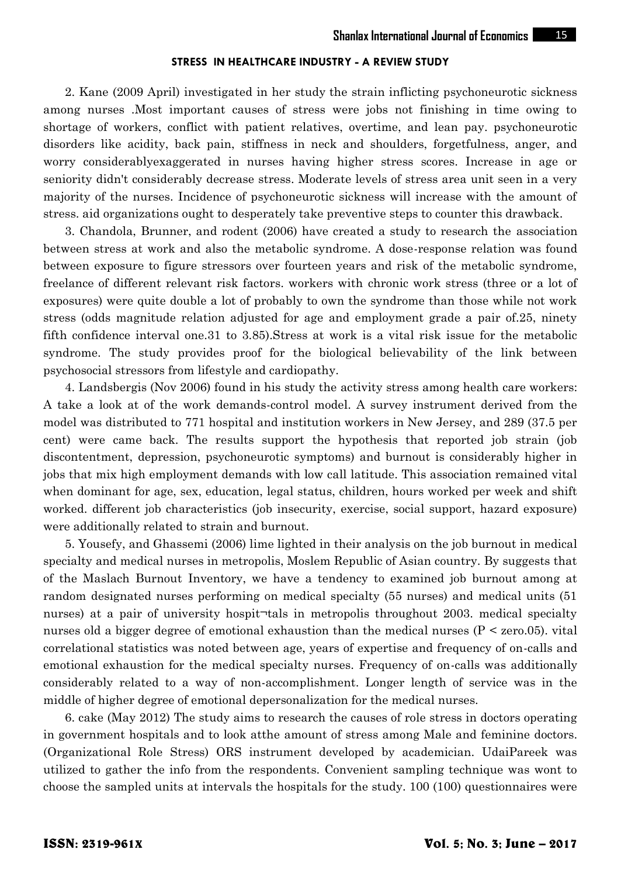2. Kane (2009 April) investigated in her study the strain inflicting psychoneurotic sickness among nurses .Most important causes of stress were jobs not finishing in time owing to shortage of workers, conflict with patient relatives, overtime, and lean pay. psychoneurotic disorders like acidity, back pain, stiffness in neck and shoulders, forgetfulness, anger, and worry considerablyexaggerated in nurses having higher stress scores. Increase in age or seniority didn't considerably decrease stress. Moderate levels of stress area unit seen in a very majority of the nurses. Incidence of psychoneurotic sickness will increase with the amount of stress. aid organizations ought to desperately take preventive steps to counter this drawback.

3. Chandola, Brunner, and rodent (2006) have created a study to research the association between stress at work and also the metabolic syndrome. A dose-response relation was found between exposure to figure stressors over fourteen years and risk of the metabolic syndrome, freelance of different relevant risk factors. workers with chronic work stress (three or a lot of exposures) were quite double a lot of probably to own the syndrome than those while not work stress (odds magnitude relation adjusted for age and employment grade a pair of.25, ninety fifth confidence interval one.31 to 3.85).Stress at work is a vital risk issue for the metabolic syndrome. The study provides proof for the biological believability of the link between psychosocial stressors from lifestyle and cardiopathy.

4. Landsbergis (Nov 2006) found in his study the activity stress among health care workers: A take a look at of the work demands-control model. A survey instrument derived from the model was distributed to 771 hospital and institution workers in New Jersey, and 289 (37.5 per cent) were came back. The results support the hypothesis that reported job strain (job discontentment, depression, psychoneurotic symptoms) and burnout is considerably higher in jobs that mix high employment demands with low call latitude. This association remained vital when dominant for age, sex, education, legal status, children, hours worked per week and shift worked. different job characteristics (job insecurity, exercise, social support, hazard exposure) were additionally related to strain and burnout.

5. Yousefy, and Ghassemi (2006) lime lighted in their analysis on the job burnout in medical specialty and medical nurses in metropolis, Moslem Republic of Asian country. By suggests that of the Maslach Burnout Inventory, we have a tendency to examined job burnout among at random designated nurses performing on medical specialty (55 nurses) and medical units (51 nurses) at a pair of university hospit¬tals in metropolis throughout 2003. medical specialty nurses old a bigger degree of emotional exhaustion than the medical nurses (P < zero.05). vital correlational statistics was noted between age, years of expertise and frequency of on-calls and emotional exhaustion for the medical specialty nurses. Frequency of on-calls was additionally considerably related to a way of non-accomplishment. Longer length of service was in the middle of higher degree of emotional depersonalization for the medical nurses.

6. cake (May 2012) The study aims to research the causes of role stress in doctors operating in government hospitals and to look atthe amount of stress among Male and feminine doctors. (Organizational Role Stress) ORS instrument developed by academician. UdaiPareek was utilized to gather the info from the respondents. Convenient sampling technique was wont to choose the sampled units at intervals the hospitals for the study. 100 (100) questionnaires were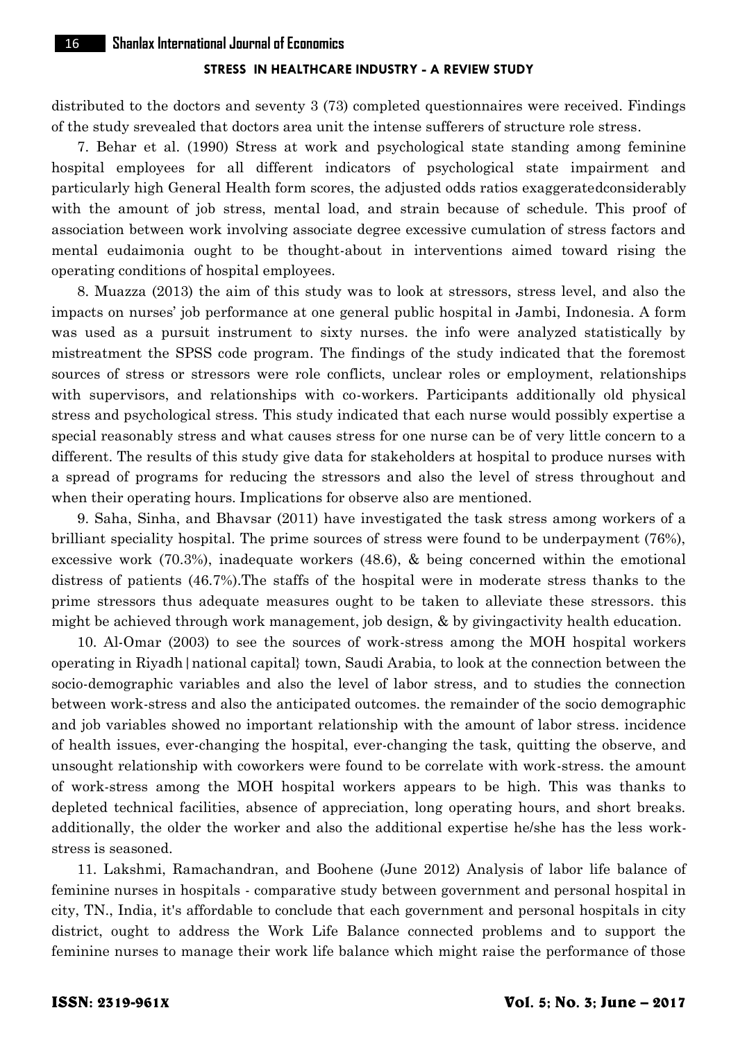distributed to the doctors and seventy 3 (73) completed questionnaires were received. Findings of the study srevealed that doctors area unit the intense sufferers of structure role stress.

7. Behar et al. (1990) Stress at work and psychological state standing among feminine hospital employees for all different indicators of psychological state impairment and particularly high General Health form scores, the adjusted odds ratios exaggeratedconsiderably with the amount of job stress, mental load, and strain because of schedule. This proof of association between work involving associate degree excessive cumulation of stress factors and mental eudaimonia ought to be thought-about in interventions aimed toward rising the operating conditions of hospital employees.

8. Muazza (2013) the aim of this study was to look at stressors, stress level, and also the impacts on nurses' job performance at one general public hospital in Jambi, Indonesia. A form was used as a pursuit instrument to sixty nurses. the info were analyzed statistically by mistreatment the SPSS code program. The findings of the study indicated that the foremost sources of stress or stressors were role conflicts, unclear roles or employment, relationships with supervisors, and relationships with co-workers. Participants additionally old physical stress and psychological stress. This study indicated that each nurse would possibly expertise a special reasonably stress and what causes stress for one nurse can be of very little concern to a different. The results of this study give data for stakeholders at hospital to produce nurses with a spread of programs for reducing the stressors and also the level of stress throughout and when their operating hours. Implications for observe also are mentioned.

9. Saha, Sinha, and Bhavsar (2011) have investigated the task stress among workers of a brilliant speciality hospital. The prime sources of stress were found to be underpayment (76%), excessive work (70.3%), inadequate workers (48.6), & being concerned within the emotional distress of patients (46.7%).The staffs of the hospital were in moderate stress thanks to the prime stressors thus adequate measures ought to be taken to alleviate these stressors. this might be achieved through work management, job design, & by givingactivity health education.

10. Al-Omar (2003) to see the sources of work-stress among the MOH hospital workers operating in Riyadh|national capital} town, Saudi Arabia, to look at the connection between the socio-demographic variables and also the level of labor stress, and to studies the connection between work-stress and also the anticipated outcomes. the remainder of the socio demographic and job variables showed no important relationship with the amount of labor stress. incidence of health issues, ever-changing the hospital, ever-changing the task, quitting the observe, and unsought relationship with coworkers were found to be correlate with work-stress. the amount of work-stress among the MOH hospital workers appears to be high. This was thanks to depleted technical facilities, absence of appreciation, long operating hours, and short breaks. additionally, the older the worker and also the additional expertise he/she has the less work-stress is seasoned.

11. Lakshmi, Ramachandran, and Boohene (June 2012) Analysis of labor life balance of feminine nurses in hospitals - comparative study between government and personal hospital in city, TN., India, it's affordable to conclude that each government and personal hospitals in city district, ought to address the Work Life Balance connected problems and to support the feminine nurses to manage their work life balance which might raise the performance of those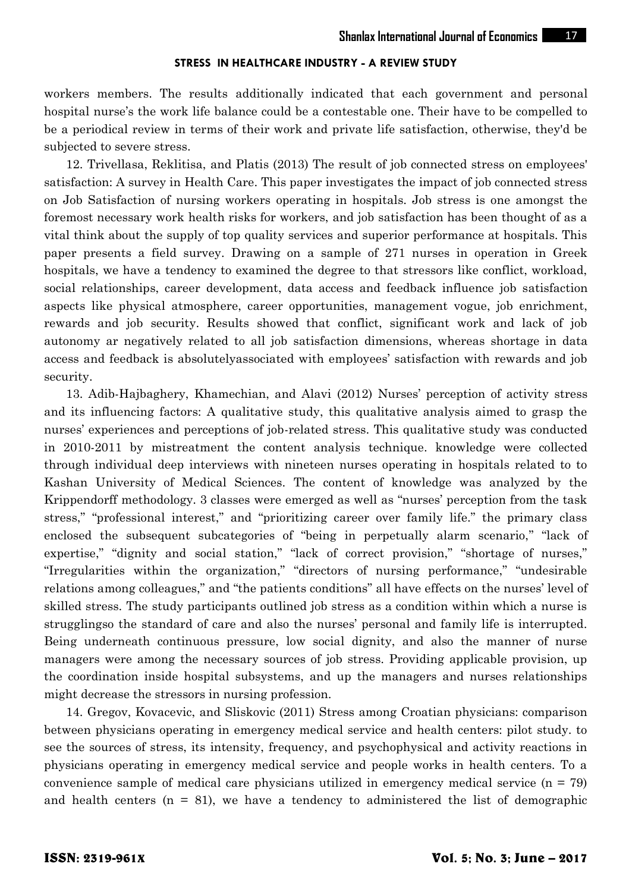workers members. The results additionally indicated that each government and personal hospital nurse's the work life balance could be a contestable one. Their have to be compelled to be a periodical review in terms of their work and private life satisfaction, otherwise, they'd be subjected to severe stress.

12. Trivellasa, Reklitisa, and Platis (2013) The result of job connected stress on employees' satisfaction: A survey in Health Care. This paper investigates the impact of job connected stress on Job Satisfaction of nursing workers operating in hospitals. Job stress is one amongst the foremost necessary work health risks for workers, and job satisfaction has been thought of as a vital think about the supply of top quality services and superior performance at hospitals. This paper presents a field survey. Drawing on a sample of 271 nurses in operation in Greek hospitals, we have a tendency to examined the degree to that stressors like conflict, workload, social relationships, career development, data access and feedback influence job satisfaction aspects like physical atmosphere, career opportunities, management vogue, job enrichment, rewards and job security. Results showed that conflict, significant work and lack of job autonomy ar negatively related to all job satisfaction dimensions, whereas shortage in data access and feedback is absolutelyassociated with employees' satisfaction with rewards and job security.

13. Adib-Hajbaghery, Khamechian, and Alavi (2012) Nurses' perception of activity stress and its influencing factors: A qualitative study, this qualitative analysis aimed to grasp the nurses' experiences and perceptions of job-related stress. This qualitative study was conducted in 2010-2011 by mistreatment the content analysis technique. knowledge were collected through individual deep interviews with nineteen nurses operating in hospitals related to to Kashan University of Medical Sciences. The content of knowledge was analyzed by the Krippendorff methodology. 3 classes were emerged as well as "nurses' perception from the task stress," "professional interest," and "prioritizing career over family life." the primary class enclosed the subsequent subcategories of "being in perpetually alarm scenario," "lack of expertise," "dignity and social station," "lack of correct provision," "shortage of nurses," "Irregularities within the organization," "directors of nursing performance," "undesirable relations among colleagues," and "the patients conditions" all have effects on the nurses' level of skilled stress. The study participants outlined job stress as a condition within which a nurse is strugglingso the standard of care and also the nurses' personal and family life is interrupted. Being underneath continuous pressure, low social dignity, and also the manner of nurse managers were among the necessary sources of job stress. Providing applicable provision, up the coordination inside hospital subsystems, and up the managers and nurses relationships might decrease the stressors in nursing profession.

14. Gregov, Kovacevic, and Sliskovic (2011) Stress among Croatian physicians: comparison between physicians operating in emergency medical service and health centers: pilot study. to see the sources of stress, its intensity, frequency, and psychophysical and activity reactions in physicians operating in emergency medical service and people works in health centers. To a convenience sample of medical care physicians utilized in emergency medical service (n = 79) and health centers (n = 81), we have a tendency to administered the list of demographic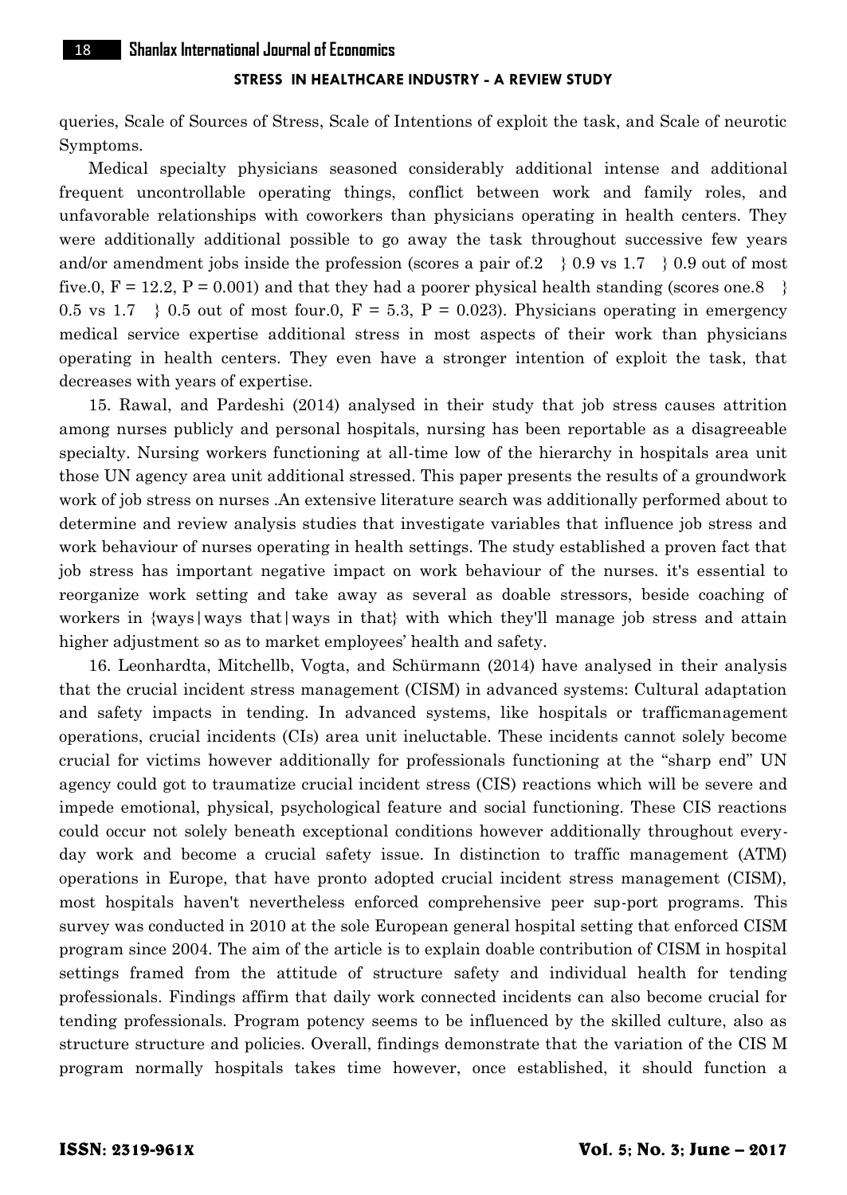queries, Scale of Sources of Stress, Scale of Intentions of exploit the task, and Scale of neurotic Symptoms.

Medical specialty physicians seasoned considerably additional intense and additional frequent uncontrollable operating things, conflict between work and family roles, and unfavorable relationships with coworkers than physicians operating in health centers. They were additionally additional possible to go away the task throughout successive few years and/or amendment jobs inside the profession (scores a pair of.2 } 0.9 vs 1.7 } 0.9 out of most five.0, F = 12.2, P = 0.001) and that they had a poorer physical health standing (scores one.8 } 0.5 vs 1.7 } 0.5 out of most four.0, F = 5.3, P = 0.023). Physicians operating in emergency medical service expertise additional stress in most aspects of their work than physicians operating in health centers. They even have a stronger intention of exploit the task, that decreases with years of expertise.

15. Rawal, and Pardeshi (2014) analysed in their study that job stress causes attrition among nurses publicly and personal hospitals, nursing has been reportable as a disagreeable specialty. Nursing workers functioning at all-time low of the hierarchy in hospitals area unit those UN agency area unit additional stressed. This paper presents the results of a groundwork work of job stress on nurses .An extensive literature search was additionally performed about to determine and review analysis studies that investigate variables that influence job stress and work behaviour of nurses operating in health settings. The study established a proven fact that job stress has important negative impact on work behaviour of the nurses. it's essential to reorganize work setting and take away as several as doable stressors, beside coaching of workers in {ways|ways that|ways in that} with which they'll manage job stress and attain higher adjustment so as to market employees' health and safety.

16. Leonhardta, Mitchellb, Vogta, and Schürmann (2014) have analysed in their analysis that the crucial incident stress management (CISM) in advanced systems: Cultural adaptation and safety impacts in tending. In advanced systems, like hospitals or trafficmanagement operations, crucial incidents (CIs) area unit ineluctable. These incidents cannot solely become crucial for victims however additionally for professionals functioning at the "sharp end" UN agency could got to traumatize crucial incident stress (CIS) reactions which will be severe and impede emotional, physical, psychological feature and social functioning. These CIS reactions could occur not solely beneath exceptional conditions however additionally throughout every-day work and become a crucial safety issue. In distinction to traffic management (ATM) operations in Europe, that have pronto adopted crucial incident stress management (CISM), most hospitals haven't nevertheless enforced comprehensive peer sup-port programs. This survey was conducted in 2010 at the sole European general hospital setting that enforced CISM program since 2004. The aim of the article is to explain doable contribution of CISM in hospital settings framed from the attitude of structure safety and individual health for tending professionals. Findings affirm that daily work connected incidents can also become crucial for tending professionals. Program potency seems to be influenced by the skilled culture, also as structure structure and policies. Overall, findings demonstrate that the variation of the CIS M program normally hospitals takes time however, once established, it should function a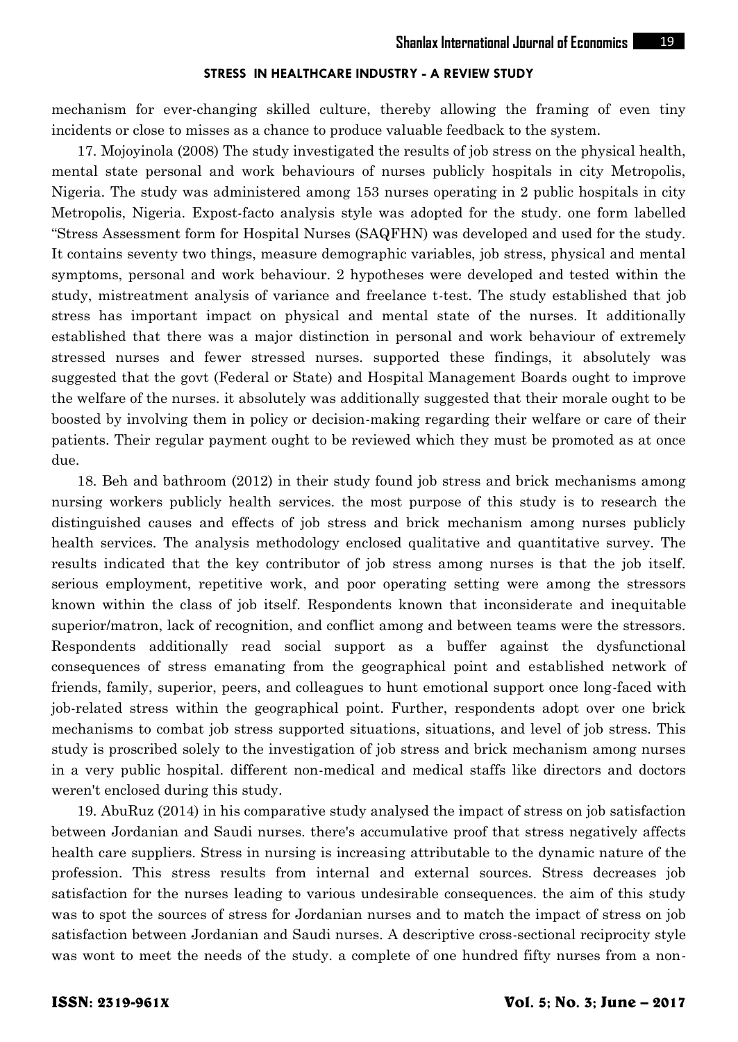mechanism for ever-changing skilled culture, thereby allowing the framing of even tiny incidents or close to misses as a chance to produce valuable feedback to the system.

17. Mojoyinola (2008) The study investigated the results of job stress on the physical health, mental state personal and work behaviours of nurses publicly hospitals in city Metropolis, Nigeria. The study was administered among 153 nurses operating in 2 public hospitals in city Metropolis, Nigeria. Expost-facto analysis style was adopted for the study. one form labelled "Stress Assessment form for Hospital Nurses (SAQFHN) was developed and used for the study. It contains seventy two things, measure demographic variables, job stress, physical and mental symptoms, personal and work behaviour. 2 hypotheses were developed and tested within the study, mistreatment analysis of variance and freelance t-test. The study established that job stress has important impact on physical and mental state of the nurses. It additionally established that there was a major distinction in personal and work behaviour of extremely stressed nurses and fewer stressed nurses. supported these findings, it absolutely was suggested that the govt (Federal or State) and Hospital Management Boards ought to improve the welfare of the nurses. it absolutely was additionally suggested that their morale ought to be boosted by involving them in policy or decision-making regarding their welfare or care of their patients. Their regular payment ought to be reviewed which they must be promoted as at once due.

18. Beh and bathroom (2012) in their study found job stress and brick mechanisms among nursing workers publicly health services. the most purpose of this study is to research the distinguished causes and effects of job stress and brick mechanism among nurses publicly health services. The analysis methodology enclosed qualitative and quantitative survey. The results indicated that the key contributor of job stress among nurses is that the job itself. serious employment, repetitive work, and poor operating setting were among the stressors known within the class of job itself. Respondents known that inconsiderate and inequitable superior/matron, lack of recognition, and conflict among and between teams were the stressors. Respondents additionally read social support as a buffer against the dysfunctional consequences of stress emanating from the geographical point and established network of friends, family, superior, peers, and colleagues to hunt emotional support once long-faced with job-related stress within the geographical point. Further, respondents adopt over one brick mechanisms to combat job stress supported situations, situations, and level of job stress. This study is proscribed solely to the investigation of job stress and brick mechanism among nurses in a very public hospital. different non-medical and medical staffs like directors and doctors weren't enclosed during this study.

19. AbuRuz (2014) in his comparative study analysed the impact of stress on job satisfaction between Jordanian and Saudi nurses. there's accumulative proof that stress negatively affects health care suppliers. Stress in nursing is increasing attributable to the dynamic nature of the profession. This stress results from internal and external sources. Stress decreases job satisfaction for the nurses leading to various undesirable consequences. the aim of this study was to spot the sources of stress for Jordanian nurses and to match the impact of stress on job satisfaction between Jordanian and Saudi nurses. A descriptive cross-sectional reciprocity style was wont to meet the needs of the study. a complete of one hundred fifty nurses from a non-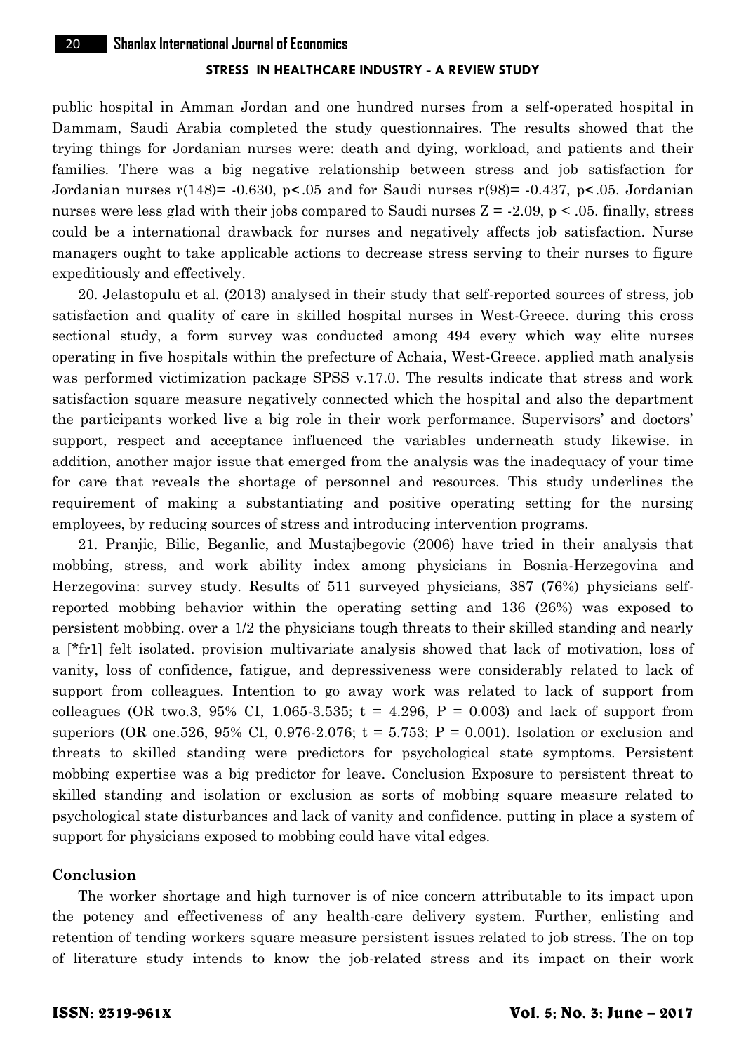public hospital in Amman Jordan and one hundred nurses from a self-operated hospital in Dammam, Saudi Arabia completed the study questionnaires. The results showed that the trying things for Jordanian nurses were: death and dying, workload, and patients and their families. There was a big negative relationship between stress and job satisfaction for Jordanian nurses $r(148) = -0.630$, $p < .05$ and for Saudi nurses $r(98) = -0.437$, $p < .05$. Jordanian nurses were less glad with their jobs compared to Saudi nurses $Z = -2.09$, $p < .05$. finally, stress could be a international drawback for nurses and negatively affects job satisfaction. Nurse managers ought to take applicable actions to decrease stress serving to their nurses to figure expeditiously and effectively.

20. Jelastopulu et al. (2013) analysed in their study that self-reported sources of stress, job satisfaction and quality of care in skilled hospital nurses in West-Greece. during this cross sectional study, a form survey was conducted among 494 every which way elite nurses operating in five hospitals within the prefecture of Achaia, West-Greece. applied math analysis was performed victimization package SPSS v.17.0. The results indicate that stress and work satisfaction square measure negatively connected which the hospital and also the department the participants worked live a big role in their work performance. Supervisors' and doctors' support, respect and acceptance influenced the variables underneath study likewise. in addition, another major issue that emerged from the analysis was the inadequacy of your time for care that reveals the shortage of personnel and resources. This study underlines the requirement of making a substantiating and positive operating setting for the nursing employees, by reducing sources of stress and introducing intervention programs.

21. Pranjic, Bilic, Beganlic, and Mustajbegovic (2006) have tried in their analysis that mobbing, stress, and work ability index among physicians in Bosnia-Herzegovina and Herzegovina: survey study. Results of 511 surveyed physicians, 387 (76%) physicians self-reported mobbing behavior within the operating setting and 136 (26%) was exposed to persistent mobbing. over a 1/2 the physicians tough threats to their skilled standing and nearly a [*fr1] felt isolated. provision multivariate analysis showed that lack of motivation, loss of vanity, loss of confidence, fatigue, and depressiveness were considerably related to lack of support from colleagues. Intention to go away work was related to lack of support from colleagues (OR two.3, 95% CI, 1.065-3.535; $t = 4.296$, $P = 0.003$) and lack of support from superiors (OR one.526, 95% CI, 0.976-2.076; $t = 5.753$; $P = 0.001$). Isolation or exclusion and threats to skilled standing were predictors for psychological state symptoms. Persistent mobbing expertise was a big predictor for leave. Conclusion Exposure to persistent threat to skilled standing and isolation or exclusion as sorts of mobbing square measure related to psychological state disturbances and lack of vanity and confidence. putting in place a system of support for physicians exposed to mobbing could have vital edges.

## Conclusion

The worker shortage and high turnover is of nice concern attributable to its impact upon the potency and effectiveness of any health-care delivery system. Further, enlisting and retention of tending workers square measure persistent issues related to job stress. The on top of literature study intends to know the job-related stress and its impact on their work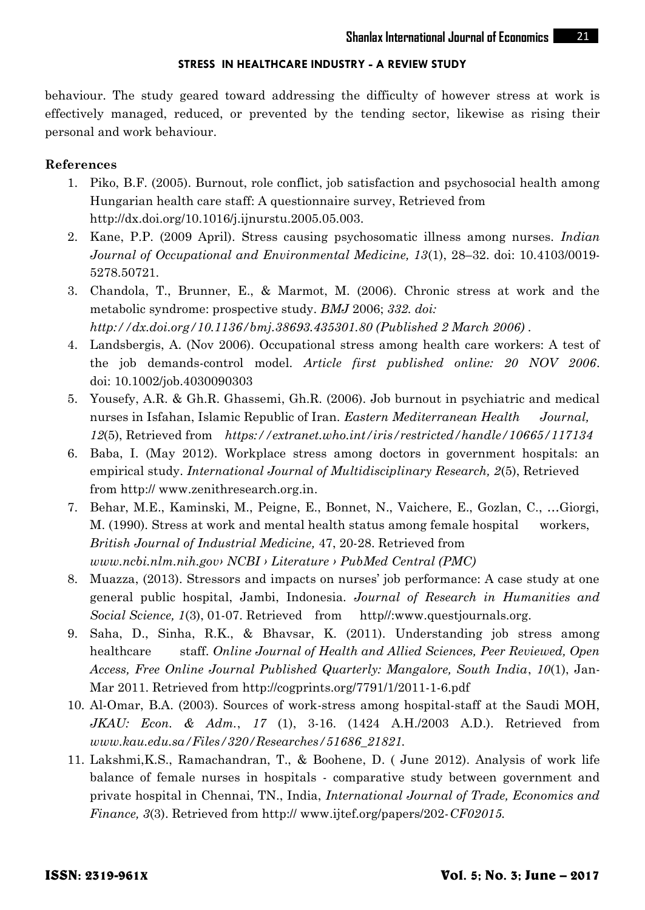behaviour. The study geared toward addressing the difficulty of however stress at work is effectively managed, reduced, or prevented by the tending sector, likewise as rising their personal and work behaviour.

**References**

1. Piko, B.F. (2005). Burnout, role conflict, job satisfaction and psychosocial health among Hungarian health care staff: A questionnaire survey, Retrieved from http://dx.doi.org/10.1016/j.ijnurstu.2005.05.003.
2. Kane, P.P. (2009 April). Stress causing psychosomatic illness among nurses. *Indian Journal of Occupational and Environmental Medicine, 13*(1), 28–32. doi: 10.4103/0019-5278.50721.
3. Chandola, T., Brunner, E., & Marmot, M. (2006). Chronic stress at work and the metabolic syndrome: prospective study. *BMJ* 2006; *332. doi: http://dx.doi.org/10.1136/bmj.38693.435301.80 (Published 2 March 2006)* .
4. Landsbergis, A. (Nov 2006). Occupational stress among health care workers: A test of the job demands-control model. *Article first published online: 20 NOV 2006*. doi: 10.1002/job.4030090303
5. Yousefy, A.R. & Gh.R. Ghassemi, Gh.R. (2006). Job burnout in psychiatric and medical nurses in Isfahan, Islamic Republic of Iran. *Eastern Mediterranean Health Journal, 12*(5), Retrieved from *https://extranet.who.int/iris/restricted/handle/10665/117134*
6. Baba, I. (May 2012). Workplace stress among doctors in government hospitals: an empirical study. *International Journal of Multidisciplinary Research, 2*(5), Retrieved from http:// www.zenithresearch.org.in.
7. Behar, M.E., Kaminski, M., Peigne, E., Bonnet, N., Vaichere, E., Gozlan, C., …Giorgi, M. (1990). Stress at work and mental health status among female hospital workers, *British Journal of Industrial Medicine,* 47, 20-28. Retrieved from *www.ncbi.nlm.nih.gov› NCBI › Literature › PubMed Central (PMC)*
8. Muazza, (2013). Stressors and impacts on nurses' job performance: A case study at one general public hospital, Jambi, Indonesia. *Journal of Research in Humanities and Social Science, 1*(3), 01-07. Retrieved from http//:www.questjournals.org.
9. Saha, D., Sinha, R.K., & Bhavsar, K. (2011). Understanding job stress among healthcare staff. *Online Journal of Health and Allied Sciences, Peer Reviewed, Open Access, Free Online Journal Published Quarterly: Mangalore, South India*, *10*(1), Jan-Mar 2011. Retrieved from http://cogprints.org/7791/1/2011-1-6.pdf
10. Al-Omar, B.A. (2003). Sources of work-stress among hospital-staff at the Saudi MOH, *JKAU: Econ. & Adm.*, *17* (1), 3-16. (1424 A.H./2003 A.D.). Retrieved from *www.kau.edu.sa/Files/320/Researches/51686_21821.*
11. Lakshmi,K.S., Ramachandran, T., & Boohene, D. ( June 2012). Analysis of work life balance of female nurses in hospitals - comparative study between government and private hospital in Chennai, TN., India, *International Journal of Trade, Economics and Finance, 3*(3). Retrieved from http:// www.ijtef.org/papers/202-*CF02015.*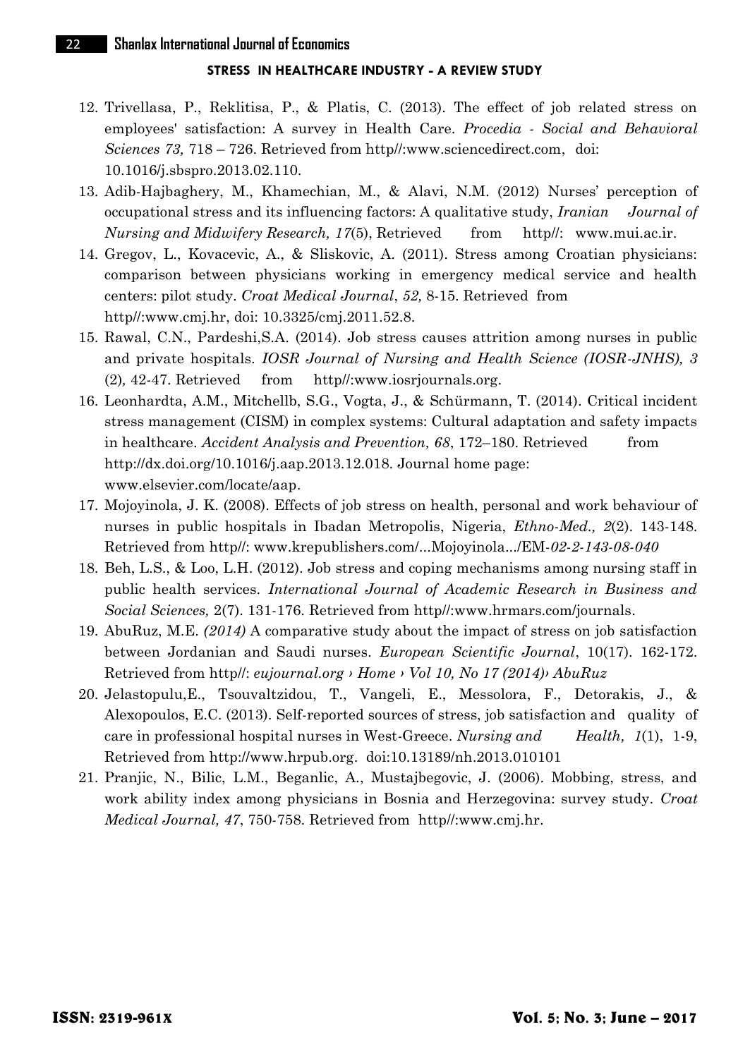12. Trivellasa, P., Reklitisa, P., & Platis, C. (2013). The effect of job related stress on employees' satisfaction: A survey in Health Care. *Procedia - Social and Behavioral Sciences 73,* 718 – 726. Retrieved from http//:www.sciencedirect.com, doi: 10.1016/j.sbspro.2013.02.110.
13. Adib-Hajbaghery, M., Khamechian, M., & Alavi, N.M. (2012) Nurses' perception of occupational stress and its influencing factors: A qualitative study, *Iranian Journal of Nursing and Midwifery Research, 17*(5), Retrieved from http//: www.mui.ac.ir.
14. Gregov, L., Kovacevic, A., & Sliskovic, A. (2011). Stress among Croatian physicians: comparison between physicians working in emergency medical service and health centers: pilot study. *Croat Medical Journal*, *52,* 8-15. Retrieved from http//:www.cmj.hr, doi: 10.3325/cmj.2011.52.8.
15. Rawal, C.N., Pardeshi,S.A. (2014). Job stress causes attrition among nurses in public and private hospitals. *IOSR Journal of Nursing and Health Science (IOSR-JNHS), 3* (2)*,* 42-47. Retrieved from http//:www.iosrjournals.org.
16. Leonhardta, A.M., Mitchellb, S.G., Vogta, J., & Schürmann, T. (2014). Critical incident stress management (CISM) in complex systems: Cultural adaptation and safety impacts in healthcare. *Accident Analysis and Prevention, 68*, 172–180. Retrieved from http://dx.doi.org/10.1016/j.aap.2013.12.018. Journal home page: www.elsevier.com/locate/aap.
17. Mojoyinola, J. K. (2008). Effects of job stress on health, personal and work behaviour of nurses in public hospitals in Ibadan Metropolis, Nigeria, *Ethno-Med., 2*(2). 143-148. Retrieved from http//: www.krepublishers.com/...Mojoyinola.../EM-*02-2-143-08-040*
18. Beh, L.S., & Loo, L.H. (2012). Job stress and coping mechanisms among nursing staff in public health services. *International Journal of Academic Research in Business and Social Sciences,* 2(7). 131-176. Retrieved from http//:www.hrmars.com/journals.
19. AbuRuz, M.E. *(2014)* A comparative study about the impact of stress on job satisfaction between Jordanian and Saudi nurses. *European Scientific Journal*, 10(17). 162-172. Retrieved from http//: *eujournal.org › Home › Vol 10, No 17 (2014)› AbuRuz*
20. Jelastopulu,E., Tsouvaltzidou, T., Vangeli, E., Messolora, F., Detorakis, J., & Alexopoulos, E.C. (2013). Self-reported sources of stress, job satisfaction and quality of care in professional hospital nurses in West-Greece. *Nursing and Health, 1*(1), 1-9, Retrieved from http://www.hrpub.org. doi:10.13189/nh.2013.010101
21. Pranjic, N., Bilic, L.M., Beganlic, A., Mustajbegovic, J. (2006). Mobbing, stress, and work ability index among physicians in Bosnia and Herzegovina: survey study. *Croat Medical Journal, 47*, 750-758. Retrieved from http//:www.cmj.hr.